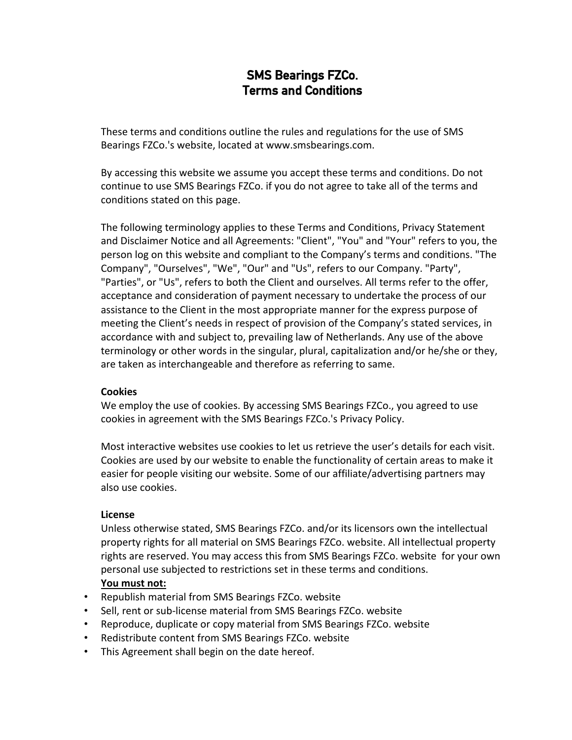# SMS Bearings FZCo.
# Terms and Conditions

These terms and conditions outline the rules and regulations for the use of SMS Bearings FZCo.'s website, located at www.smsbearings.com.

By accessing this website we assume you accept these terms and conditions. Do not continue to use SMS Bearings FZCo. if you do not agree to take all of the terms and conditions stated on this page.

The following terminology applies to these Terms and Conditions, Privacy Statement and Disclaimer Notice and all Agreements: "Client", "You" and "Your" refers to you, the person log on this website and compliant to the Company's terms and conditions. "The Company", "Ourselves", "We", "Our" and "Us", refers to our Company. "Party", "Parties", or "Us", refers to both the Client and ourselves. All terms refer to the offer, acceptance and consideration of payment necessary to undertake the process of our assistance to the Client in the most appropriate manner for the express purpose of meeting the Client's needs in respect of provision of the Company's stated services, in accordance with and subject to, prevailing law of Netherlands. Any use of the above terminology or other words in the singular, plural, capitalization and/or he/she or they, are taken as interchangeable and therefore as referring to same.

**Cookies**
We employ the use of cookies. By accessing SMS Bearings FZCo., you agreed to use cookies in agreement with the SMS Bearings FZCo.'s Privacy Policy.

Most interactive websites use cookies to let us retrieve the user's details for each visit. Cookies are used by our website to enable the functionality of certain areas to make it easier for people visiting our website. Some of our affiliate/advertising partners may also use cookies.

**License**
Unless otherwise stated, SMS Bearings FZCo. and/or its licensors own the intellectual property rights for all material on SMS Bearings FZCo. website. All intellectual property rights are reserved. You may access this from SMS Bearings FZCo. website for your own personal use subjected to restrictions set in these terms and conditions.
**<u>You must not:</u>**

- Republish material from SMS Bearings FZCo. website
- Sell, rent or sub-license material from SMS Bearings FZCo. website
- Reproduce, duplicate or copy material from SMS Bearings FZCo. website
- Redistribute content from SMS Bearings FZCo. website
- This Agreement shall begin on the date hereof.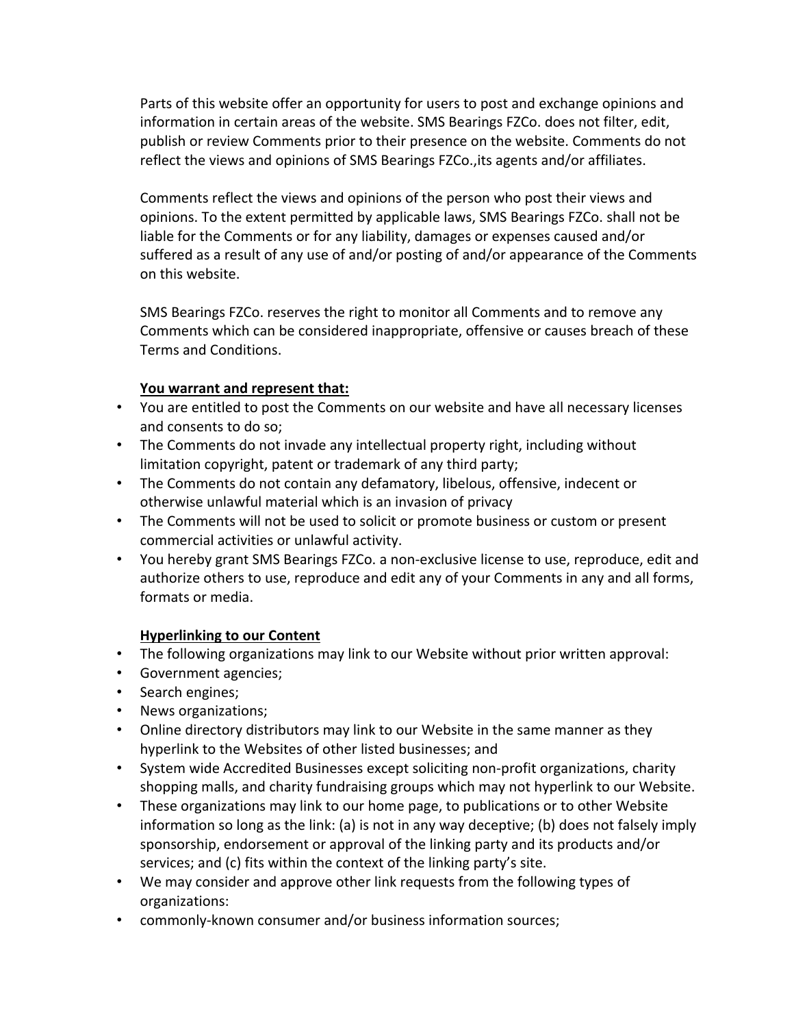Parts of this website offer an opportunity for users to post and exchange opinions and information in certain areas of the website. SMS Bearings FZCo. does not filter, edit, publish or review Comments prior to their presence on the website. Comments do not reflect the views and opinions of SMS Bearings FZCo.,its agents and/or affiliates.

Comments reflect the views and opinions of the person who post their views and opinions. To the extent permitted by applicable laws, SMS Bearings FZCo. shall not be liable for the Comments or for any liability, damages or expenses caused and/or suffered as a result of any use of and/or posting of and/or appearance of the Comments on this website.

SMS Bearings FZCo. reserves the right to monitor all Comments and to remove any Comments which can be considered inappropriate, offensive or causes breach of these Terms and Conditions.

**You warrant and represent that:**

- You are entitled to post the Comments on our website and have all necessary licenses and consents to do so;
- The Comments do not invade any intellectual property right, including without limitation copyright, patent or trademark of any third party;
- The Comments do not contain any defamatory, libelous, offensive, indecent or otherwise unlawful material which is an invasion of privacy
- The Comments will not be used to solicit or promote business or custom or present commercial activities or unlawful activity.
- You hereby grant SMS Bearings FZCo. a non-exclusive license to use, reproduce, edit and authorize others to use, reproduce and edit any of your Comments in any and all forms, formats or media.

**Hyperlinking to our Content**

- The following organizations may link to our Website without prior written approval:
- Government agencies;
- Search engines;
- News organizations;
- Online directory distributors may link to our Website in the same manner as they hyperlink to the Websites of other listed businesses; and
- System wide Accredited Businesses except soliciting non-profit organizations, charity shopping malls, and charity fundraising groups which may not hyperlink to our Website.
- These organizations may link to our home page, to publications or to other Website information so long as the link: (a) is not in any way deceptive; (b) does not falsely imply sponsorship, endorsement or approval of the linking party and its products and/or services; and (c) fits within the context of the linking party's site.
- We may consider and approve other link requests from the following types of organizations:
- commonly-known consumer and/or business information sources;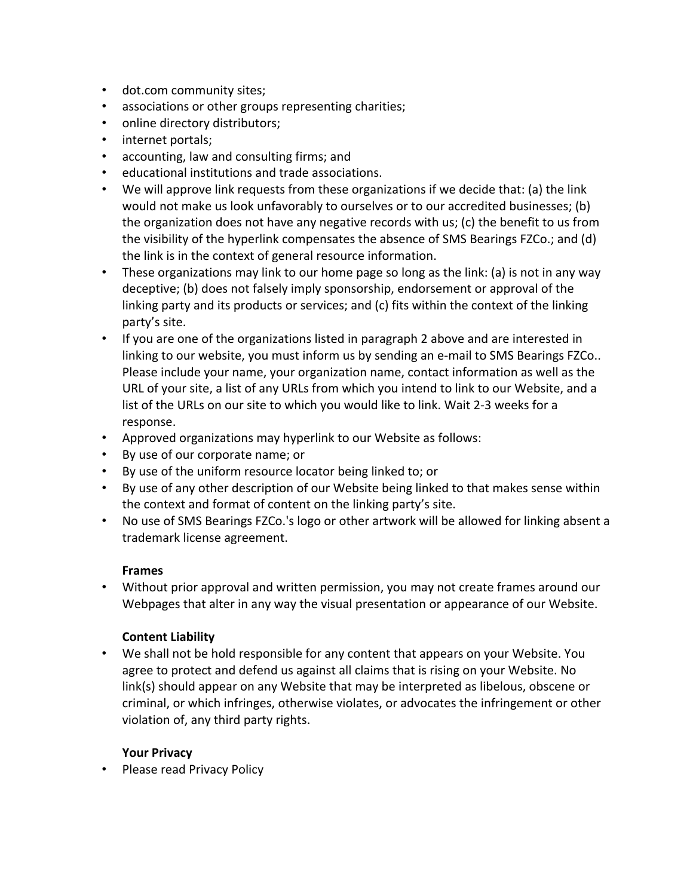- dot.com community sites;
- associations or other groups representing charities;
- online directory distributors;
- internet portals;
- accounting, law and consulting firms; and
- educational institutions and trade associations.
- We will approve link requests from these organizations if we decide that: (a) the link would not make us look unfavorably to ourselves or to our accredited businesses; (b) the organization does not have any negative records with us; (c) the benefit to us from the visibility of the hyperlink compensates the absence of SMS Bearings FZCo.; and (d) the link is in the context of general resource information.
- These organizations may link to our home page so long as the link: (a) is not in any way deceptive; (b) does not falsely imply sponsorship, endorsement or approval of the linking party and its products or services; and (c) fits within the context of the linking party's site.
- If you are one of the organizations listed in paragraph 2 above and are interested in linking to our website, you must inform us by sending an e-mail to SMS Bearings FZCo.. Please include your name, your organization name, contact information as well as the URL of your site, a list of any URLs from which you intend to link to our Website, and a list of the URLs on our site to which you would like to link. Wait 2-3 weeks for a response.
- Approved organizations may hyperlink to our Website as follows:
- By use of our corporate name; or
- By use of the uniform resource locator being linked to; or
- By use of any other description of our Website being linked to that makes sense within the context and format of content on the linking party's site.
- No use of SMS Bearings FZCo.'s logo or other artwork will be allowed for linking absent a trademark license agreement.

**Frames**

- Without prior approval and written permission, you may not create frames around our Webpages that alter in any way the visual presentation or appearance of our Website.

**Content Liability**

- We shall not be hold responsible for any content that appears on your Website. You agree to protect and defend us against all claims that is rising on your Website. No link(s) should appear on any Website that may be interpreted as libelous, obscene or criminal, or which infringes, otherwise violates, or advocates the infringement or other violation of, any third party rights.

**Your Privacy**

- Please read Privacy Policy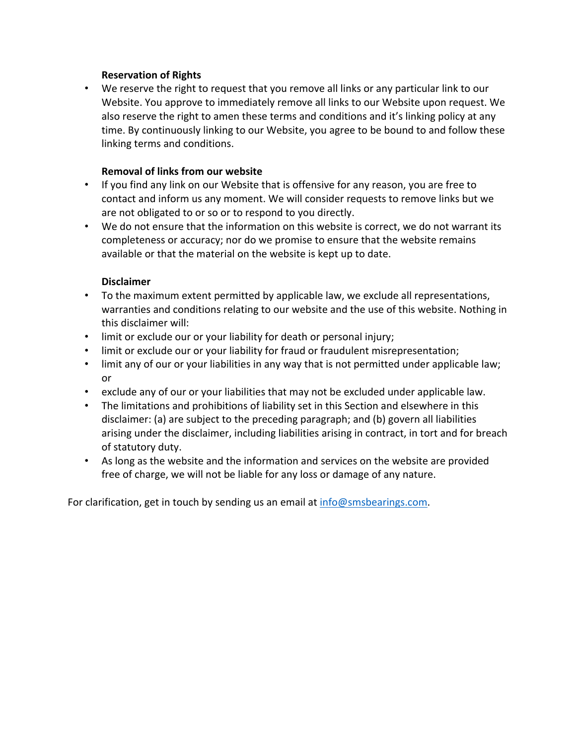**Reservation of Rights**

- We reserve the right to request that you remove all links or any particular link to our Website. You approve to immediately remove all links to our Website upon request. We also reserve the right to amen these terms and conditions and it's linking policy at any time. By continuously linking to our Website, you agree to be bound to and follow these linking terms and conditions.

**Removal of links from our website**

- If you find any link on our Website that is offensive for any reason, you are free to contact and inform us any moment. We will consider requests to remove links but we are not obligated to or so or to respond to you directly.
- We do not ensure that the information on this website is correct, we do not warrant its completeness or accuracy; nor do we promise to ensure that the website remains available or that the material on the website is kept up to date.

**Disclaimer**

- To the maximum extent permitted by applicable law, we exclude all representations, warranties and conditions relating to our website and the use of this website. Nothing in this disclaimer will:
- limit or exclude our or your liability for death or personal injury;
- limit or exclude our or your liability for fraud or fraudulent misrepresentation;
- limit any of our or your liabilities in any way that is not permitted under applicable law; or
- exclude any of our or your liabilities that may not be excluded under applicable law.
- The limitations and prohibitions of liability set in this Section and elsewhere in this disclaimer: (a) are subject to the preceding paragraph; and (b) govern all liabilities arising under the disclaimer, including liabilities arising in contract, in tort and for breach of statutory duty.
- As long as the website and the information and services on the website are provided free of charge, we will not be liable for any loss or damage of any nature.

For clarification, get in touch by sending us an email at info@smsbearings.com.